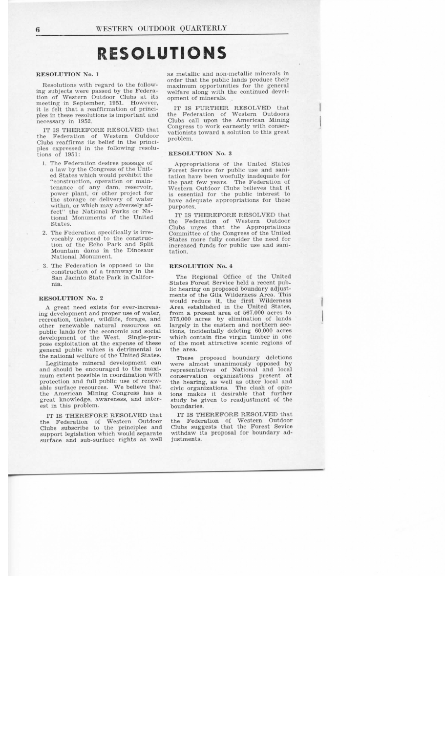# RESOLUTIONS

**RESOLUTION No. 1**

Resolutions with regard to the following subjects were passed by the Federation of Western Outdoor Clubs at its meeting in September, 1951. However, it is felt that a reaffirmation of principles in these resolutions is important and necessary in 1952.

IT IS THEREFORE RESOLVED that the Federation of Western Outdoor Clubs reaffirms its belief in the principles expressed in the following resolutions of 1951:

1. The Federation desires passage of a law by the Congress of the United States which would prohibit the "construction, operation or maintenance of any dam, reservoir, power plant, or other project for the storage or delivery of water within, or which may adversely affect" the National Parks or National Monuments of the United States.
2. The Federation specifically is irrevocably opposed to the construction of the Echo Park and Split Mountain dams in the Dinosaur National Monument.
3. The Federation is opposed to the construction of a tramway in the San Jacinto State Park in California.

**RESOLUTION No. 2**

A great need exists for ever-increasing development and proper use of water, recreation, timber, wildlife, forage, and other renewable natural resources on public lands for the economic and social development of the West. Single-purpose exploitation at the expense of these general public values is detrimental to the national welfare of the United States.

Legitimate mineral development can and should be encouraged to the maximum extent possible in coordination with protection and full public use of renewable surface resources. We believe that the American Mining Congress has a great knowledge, awareness, and interest in this problem.

IT IS THEREFORE RESOLVED that the Federation of Western Outdoor Clubs subscribe to the principles and support legislation which would separate surface and sub-surface rights as well as metallic and non-metallic minerals in order that the public lands produce their maximum opportunities for the general welfare along with the continued development of minerals.

IT IS FURTHER RESOLVED that the Federation of Western Outdoors Clubs call upon the American Mining Congress to work earnestly with conservationists toward a solution to this great problem.

**RESOLUTION No. 3**

Appropriations of the United States Forest Service for public use and sanitation have been woefully inadequate for the past few years. The Federation of Western Outdoor Clubs believes that it is essential for the public interest to have adequate appropriations for these purposes.

IT IS THEREFORE RESOLVED that the Federation of Western Outdoor Clubs urges that the Appropriations Committee of the Congress of the United States more fully consider the need for increased funds for public use and sanitation.

**RESOLUTION No. 4**

The Regional Office of the United States Forest Service held a recent public hearing on proposed boundary adjustments of the Gila Wilderness Area. This would reduce it, the first Wilderness Area established in the United States, from a present area of 567,000 acres to 375,000 acres by elimination of lands largely in the eastern and northern sections, incidentally deleting 60,000 acres which contain fine virgin timber in one of the most attractive scenic regions of the area.

These proposed boundary deletions were almost unanimously opposed by representatives of National and local conservation organizations present at the hearing, as well as other local and civic organizations. The clash of opinions makes it desirable that further study be given to readjustment of the boundaries.

IT IS THEREFORE RESOLVED that the Federation of Western Outdoor Clubs suggests that the Forest Sevice withdaw its proposal for boundary adjustments.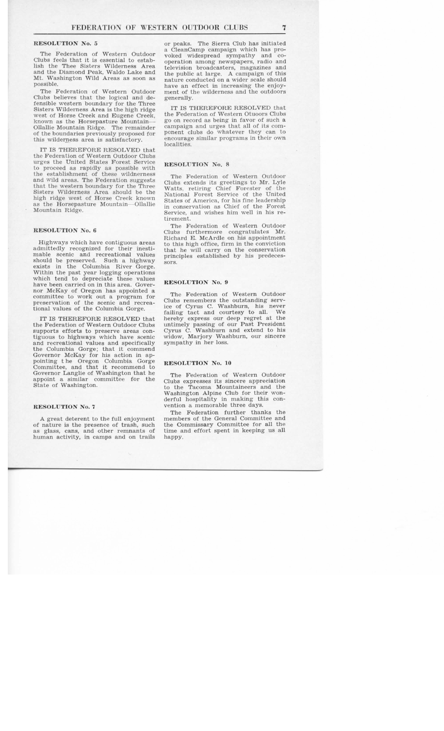### RESOLUTION No. 5

The Federation of Western Outdoor Clubs feels that it is essential to establish the Thee Sisters Wilderness Area and the Diamond Peak, Waldo Lake and Mt. Washington Wild Areas as soon as possible.

The Federation of Western Outdoor Clubs believes that the logical and defensible western boundary for the Three Sisters Wilderness Area is the high ridge west of Horse Creek and Eugene Creek, known as the Horsepasture Mountain—Ollallie Mountain Ridge. The remainder of the boundaries previously proposed for this wilderness area is satisfactory.

IT IS THEREFORE RESOLVED that the Federation of Western Outdoor Clubs urges the United States Forest Service to proceed as rapidly as possible with the establishment of these wildnerness and wild areas. The Federation suggests that the western boundary for the Three Sisters Wilderness Area should be the high ridge west of Horse Creek known as the Horsepasture Mountain—Ollallie Mountain Ridge.

### RESOLUTION No. 6

Highways which have contiguous areas admittedly recognized for their inestimable scenic and recreational values should be preserved. Such a highway exists in the Columbia River Gorge. Within the past year logging operations which tend to depreciate these values have been carried on in this area. Governor McKay of Oregon has appointed a committee to work out a program for preservation of the scenic and recreational values of the Columbia Gorge.

IT IS THEREFORE RESOLVED that the Federation of Western Outdoor Clubs supports efforts to preserve areas contiguous to highways which have scenic and recreational values and specifically the Columbia Gorge; that it commend Governor McKay for his action in appointing the Oregon Columbia Gorge Committee, and that it recommend to Governor Langlie of Washington that he appoint a similar committee for the State of Washington.

### RESOLUTION No. 7

A great deterent to the full enjoyment of nature is the presence of trash, such as glass, cans, and other remnants of human activity, in camps and on trails or peaks. The Sierra Club has initiated a CleanCamp campaign which has provoked widespread sympathy and cooperation among newspapers, radio and television broadcasters, magazines and the public at large. A campaign of this nature conducted on a wider scale should have an effect in increasing the enjoyment of the wilderness and the outdoors generally.

IT IS THEREFORE RESOLVED that the Federation of Western Otuoors Clubs go on record as being in favor of such a campaign and urges that all of its component clubs do whatever they can to encourage similar programs in their own localities.

### RESOLUTION No. 8

The Federation of Western Outdoor Clubs extends its greetings to Mr. Lyle Watts, retiring Chief Forester of the National Forest Service of the United States of America, for his fine leadership in conservation as Chief of the Forest Service, and wishes him well in his retirement.

The Federation of Western Outdoor Clubs furthermore congratulates Mr. Richard E. McArdle on his appointment to this high office, firm in the conviction that he will carry on the conservation principles established by his predecessors.

### RESOLUTION No. 9

The Federation of Western Outdoor Clubs remembers the outstanding service of Cyrus C. Washburn, his never failing tact and courtesy to all. We hereby express our deep regret at the untimely passing of our Past President Cyrus C. Washburn and extend to his widow, Marjory Washburn, our sincere sympathy in her loss.

### RESOLUTION No. 10

The Federation of Western Outdoor Clubs expresses its sincere appreciation to the Tacoma Mountaineers and the Washington Alpine Club for their wonderful hospitality in making this convention a memorable three days.

The Federation further thanks the members of the General Committee and the Commissary Committee for all the time and effort spent in keeping us all happy.